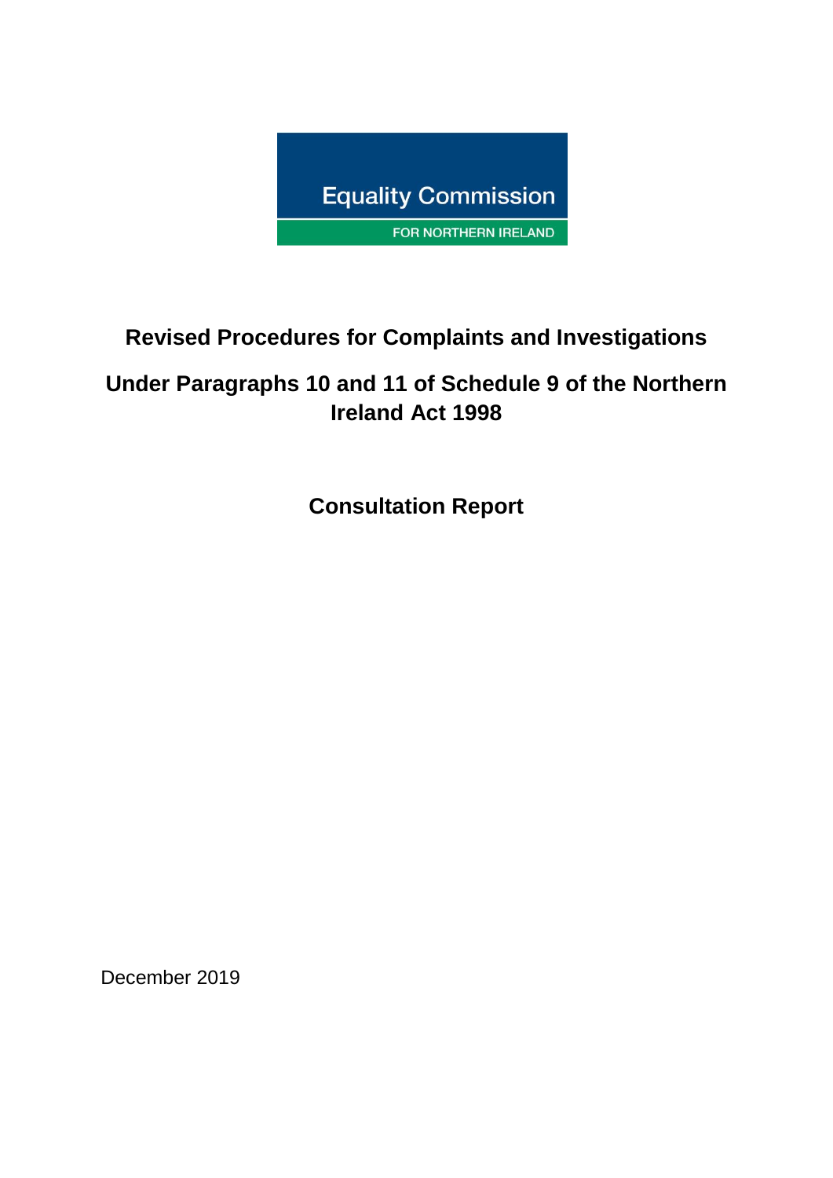Equality Commission

FOR NORTHERN IRELAND

# Revised Procedures for Complaints and Investigations

## Under Paragraphs 10 and 11 of Schedule 9 of the Northern Ireland Act 1998

## Consultation Report

December 2019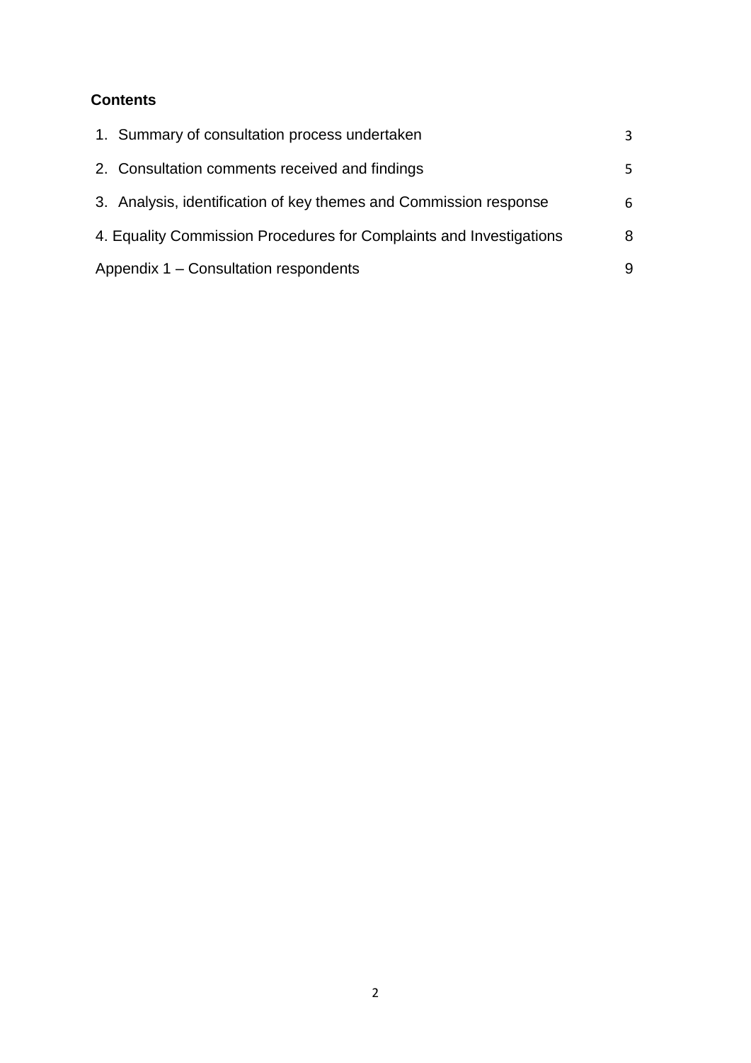## Contents

| | |
|---|---|
| 1. Summary of consultation process undertaken | 3 |
| 2. Consultation comments received and findings | 5 |
| 3. Analysis, identification of key themes and Commission response | 6 |
| 4. Equality Commission Procedures for Complaints and Investigations | 8 |
| Appendix 1 – Consultation respondents | 9 |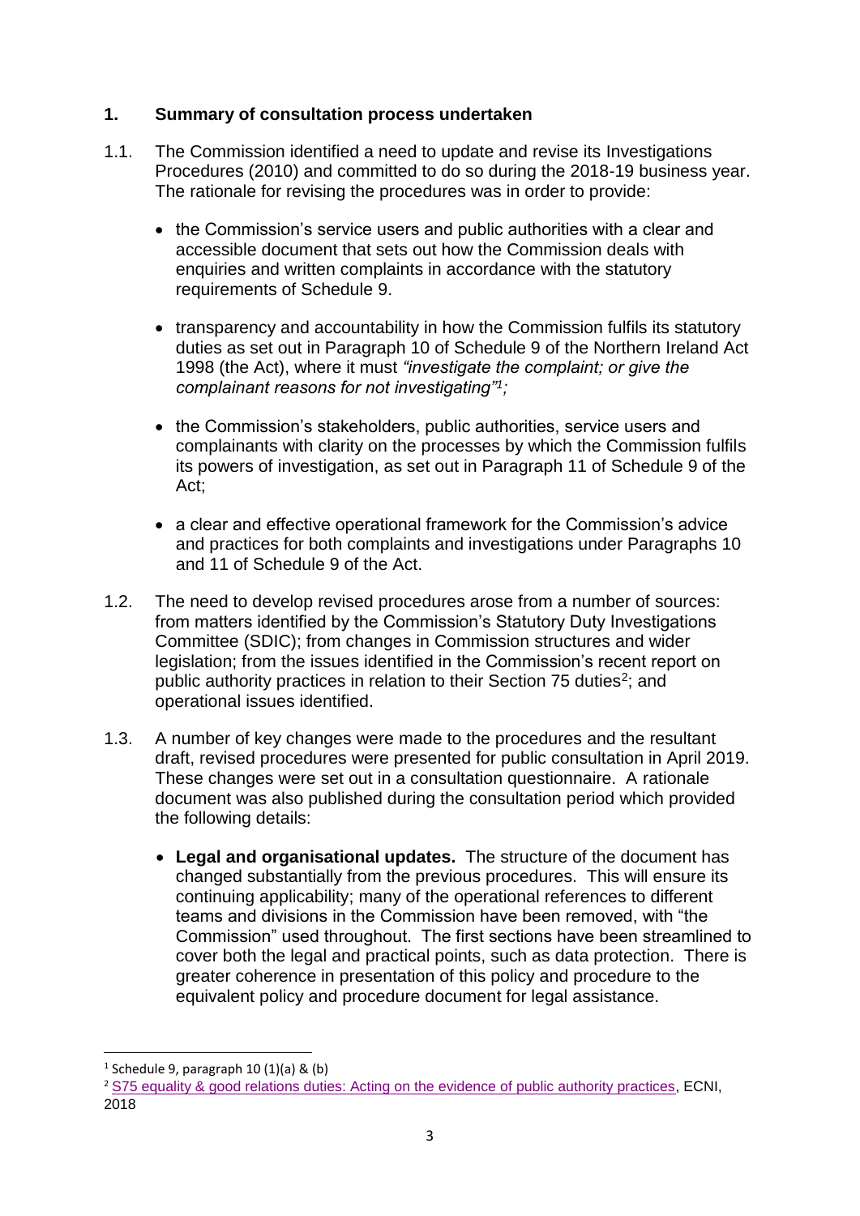## 1. Summary of consultation process undertaken

1.1. The Commission identified a need to update and revise its Investigations Procedures (2010) and committed to do so during the 2018-19 business year. The rationale for revising the procedures was in order to provide:

- the Commission's service users and public authorities with a clear and accessible document that sets out how the Commission deals with enquiries and written complaints in accordance with the statutory requirements of Schedule 9.
- transparency and accountability in how the Commission fulfils its statutory duties as set out in Paragraph 10 of Schedule 9 of the Northern Ireland Act 1998 (the Act), where it must *"investigate the complaint; or give the complainant reasons for not investigating"*[1]*;*
- the Commission's stakeholders, public authorities, service users and complainants with clarity on the processes by which the Commission fulfils its powers of investigation, as set out in Paragraph 11 of Schedule 9 of the Act;
- a clear and effective operational framework for the Commission's advice and practices for both complaints and investigations under Paragraphs 10 and 11 of Schedule 9 of the Act.

1.2. The need to develop revised procedures arose from a number of sources: from matters identified by the Commission's Statutory Duty Investigations Committee (SDIC); from changes in Commission structures and wider legislation; from the issues identified in the Commission's recent report on public authority practices in relation to their Section 75 duties[2]; and operational issues identified.

1.3. A number of key changes were made to the procedures and the resultant draft, revised procedures were presented for public consultation in April 2019. These changes were set out in a consultation questionnaire. A rationale document was also published during the consultation period which provided the following details:

- **Legal and organisational updates.** The structure of the document has changed substantially from the previous procedures. This will ensure its continuing applicability; many of the operational references to different teams and divisions in the Commission have been removed, with "the Commission" used throughout. The first sections have been streamlined to cover both the legal and practical points, such as data protection. There is greater coherence in presentation of this policy and procedure to the equivalent policy and procedure document for legal assistance.

---

[1] Schedule 9, paragraph 10 (1)(a) & (b)

[2] S75 equality & good relations duties: Acting on the evidence of public authority practices, ECNI, 2018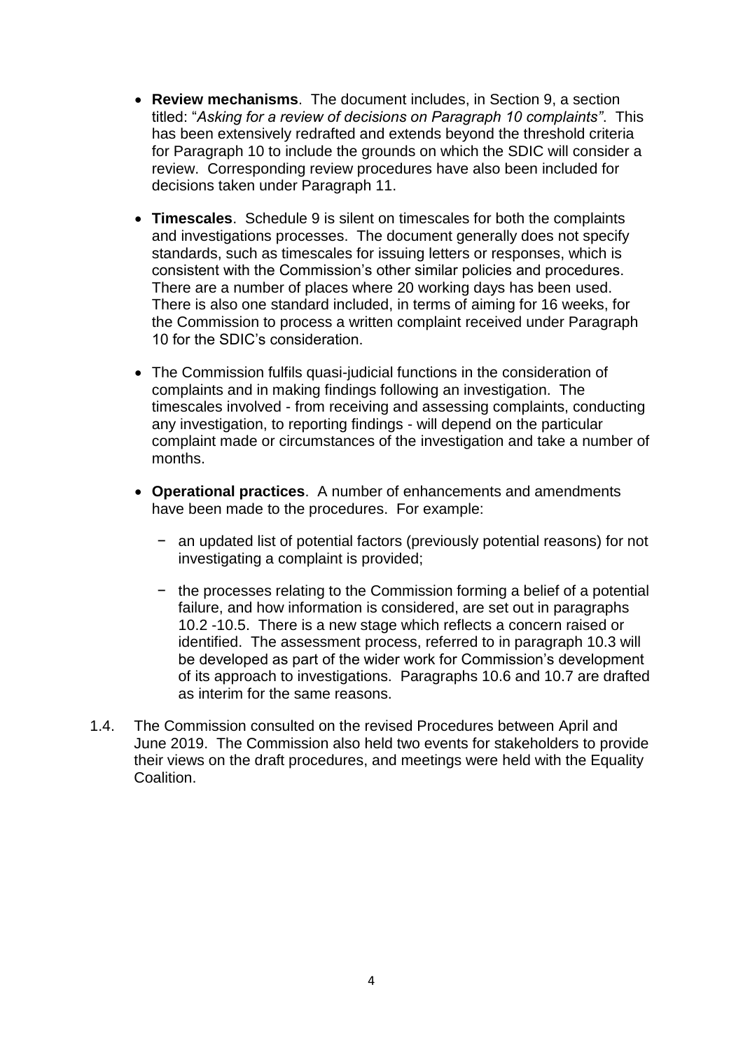- **Review mechanisms**. The document includes, in Section 9, a section titled: "*Asking for a review of decisions on Paragraph 10 complaints"*. This has been extensively redrafted and extends beyond the threshold criteria for Paragraph 10 to include the grounds on which the SDIC will consider a review. Corresponding review procedures have also been included for decisions taken under Paragraph 11.

- **Timescales**. Schedule 9 is silent on timescales for both the complaints and investigations processes. The document generally does not specify standards, such as timescales for issuing letters or responses, which is consistent with the Commission's other similar policies and procedures. There are a number of places where 20 working days has been used. There is also one standard included, in terms of aiming for 16 weeks, for the Commission to process a written complaint received under Paragraph 10 for the SDIC's consideration.

- The Commission fulfils quasi-judicial functions in the consideration of complaints and in making findings following an investigation. The timescales involved - from receiving and assessing complaints, conducting any investigation, to reporting findings - will depend on the particular complaint made or circumstances of the investigation and take a number of months.

- **Operational practices**. A number of enhancements and amendments have been made to the procedures. For example:

  - an updated list of potential factors (previously potential reasons) for not investigating a complaint is provided;

  - the processes relating to the Commission forming a belief of a potential failure, and how information is considered, are set out in paragraphs 10.2 -10.5. There is a new stage which reflects a concern raised or identified. The assessment process, referred to in paragraph 10.3 will be developed as part of the wider work for Commission's development of its approach to investigations. Paragraphs 10.6 and 10.7 are drafted as interim for the same reasons.

1.4. The Commission consulted on the revised Procedures between April and June 2019. The Commission also held two events for stakeholders to provide their views on the draft procedures, and meetings were held with the Equality Coalition.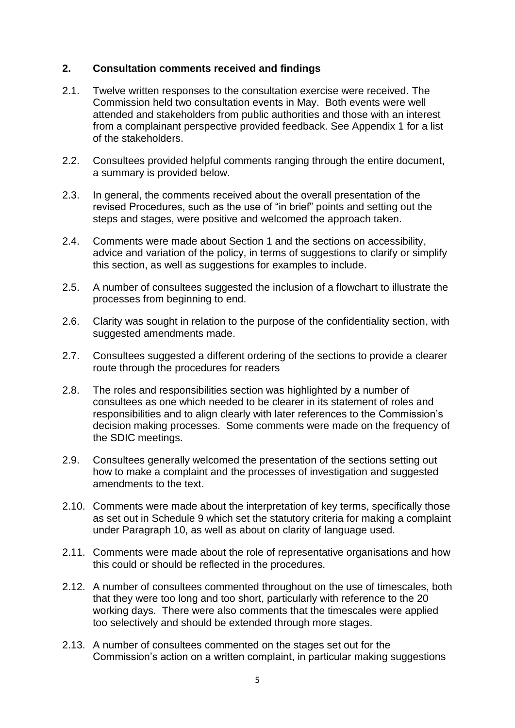## 2. Consultation comments received and findings

2.1. Twelve written responses to the consultation exercise were received. The Commission held two consultation events in May. Both events were well attended and stakeholders from public authorities and those with an interest from a complainant perspective provided feedback. See Appendix 1 for a list of the stakeholders.

2.2. Consultees provided helpful comments ranging through the entire document, a summary is provided below.

2.3. In general, the comments received about the overall presentation of the revised Procedures, such as the use of "in brief" points and setting out the steps and stages, were positive and welcomed the approach taken.

2.4. Comments were made about Section 1 and the sections on accessibility, advice and variation of the policy, in terms of suggestions to clarify or simplify this section, as well as suggestions for examples to include.

2.5. A number of consultees suggested the inclusion of a flowchart to illustrate the processes from beginning to end.

2.6. Clarity was sought in relation to the purpose of the confidentiality section, with suggested amendments made.

2.7. Consultees suggested a different ordering of the sections to provide a clearer route through the procedures for readers

2.8. The roles and responsibilities section was highlighted by a number of consultees as one which needed to be clearer in its statement of roles and responsibilities and to align clearly with later references to the Commission's decision making processes. Some comments were made on the frequency of the SDIC meetings.

2.9. Consultees generally welcomed the presentation of the sections setting out how to make a complaint and the processes of investigation and suggested amendments to the text.

2.10. Comments were made about the interpretation of key terms, specifically those as set out in Schedule 9 which set the statutory criteria for making a complaint under Paragraph 10, as well as about on clarity of language used.

2.11. Comments were made about the role of representative organisations and how this could or should be reflected in the procedures.

2.12. A number of consultees commented throughout on the use of timescales, both that they were too long and too short, particularly with reference to the 20 working days. There were also comments that the timescales were applied too selectively and should be extended through more stages.

2.13. A number of consultees commented on the stages set out for the Commission's action on a written complaint, in particular making suggestions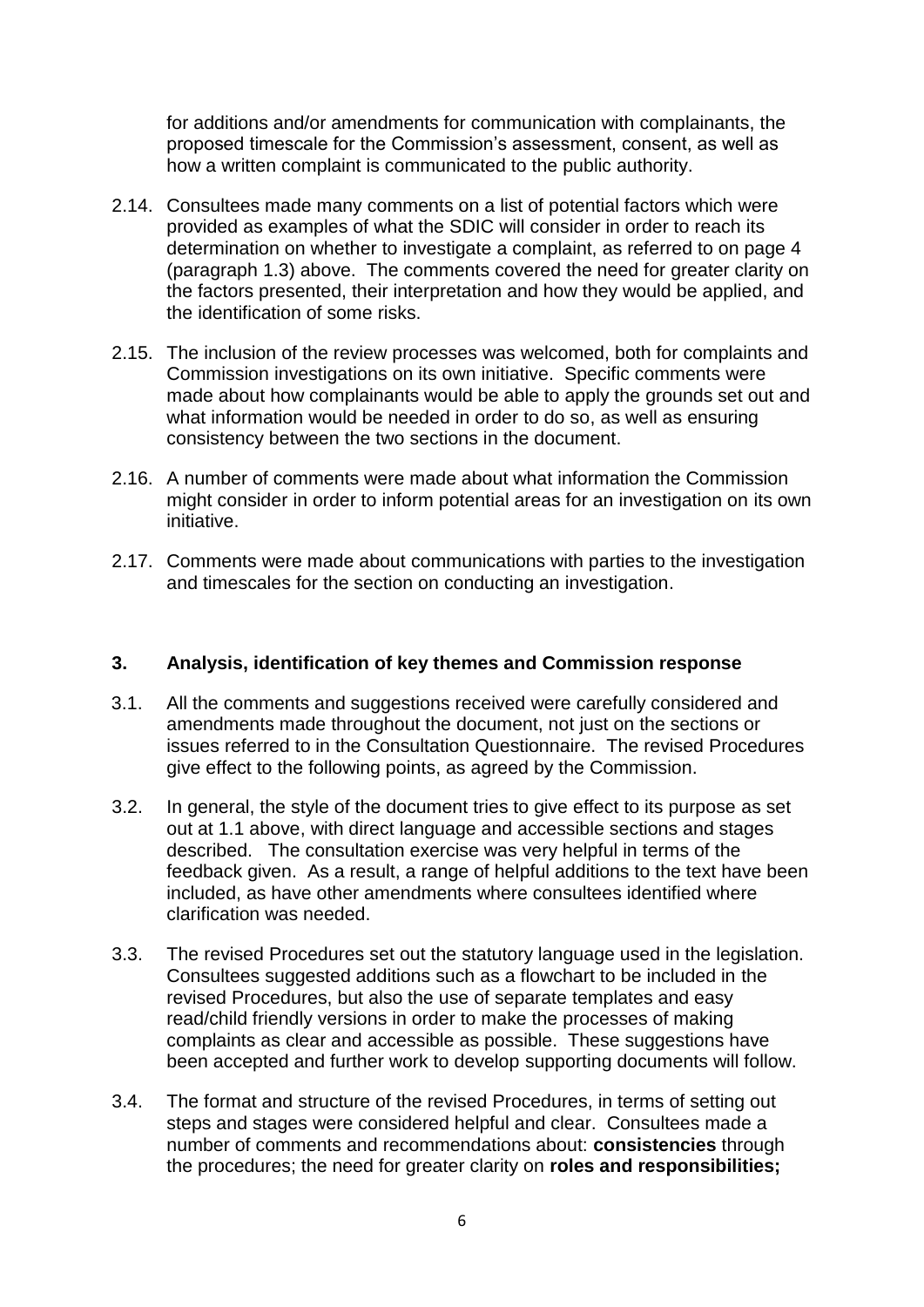for additions and/or amendments for communication with complainants, the proposed timescale for the Commission's assessment, consent, as well as how a written complaint is communicated to the public authority.

2.14. Consultees made many comments on a list of potential factors which were provided as examples of what the SDIC will consider in order to reach its determination on whether to investigate a complaint, as referred to on page 4 (paragraph 1.3) above. The comments covered the need for greater clarity on the factors presented, their interpretation and how they would be applied, and the identification of some risks.

2.15. The inclusion of the review processes was welcomed, both for complaints and Commission investigations on its own initiative. Specific comments were made about how complainants would be able to apply the grounds set out and what information would be needed in order to do so, as well as ensuring consistency between the two sections in the document.

2.16. A number of comments were made about what information the Commission might consider in order to inform potential areas for an investigation on its own initiative.

2.17. Comments were made about communications with parties to the investigation and timescales for the section on conducting an investigation.

## 3. Analysis, identification of key themes and Commission response

3.1. All the comments and suggestions received were carefully considered and amendments made throughout the document, not just on the sections or issues referred to in the Consultation Questionnaire. The revised Procedures give effect to the following points, as agreed by the Commission.

3.2. In general, the style of the document tries to give effect to its purpose as set out at 1.1 above, with direct language and accessible sections and stages described. The consultation exercise was very helpful in terms of the feedback given. As a result, a range of helpful additions to the text have been included, as have other amendments where consultees identified where clarification was needed.

3.3. The revised Procedures set out the statutory language used in the legislation. Consultees suggested additions such as a flowchart to be included in the revised Procedures, but also the use of separate templates and easy read/child friendly versions in order to make the processes of making complaints as clear and accessible as possible. These suggestions have been accepted and further work to develop supporting documents will follow.

3.4. The format and structure of the revised Procedures, in terms of setting out steps and stages were considered helpful and clear. Consultees made a number of comments and recommendations about: **consistencies** through the procedures; the need for greater clarity on **roles and responsibilities;**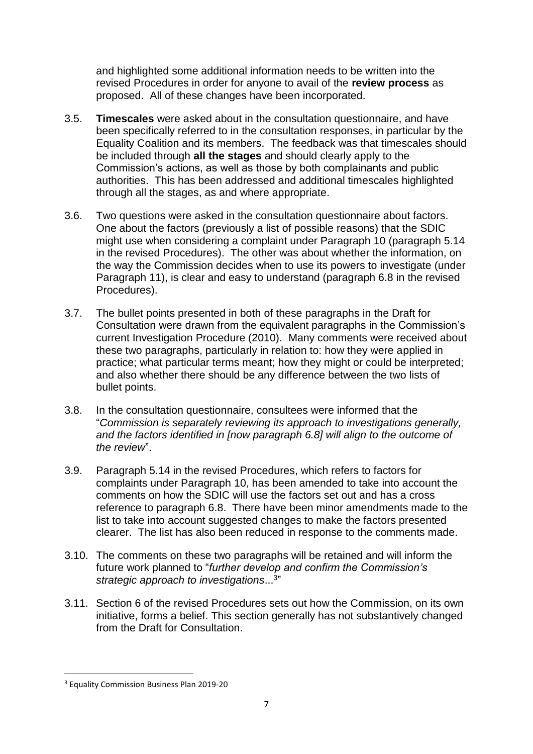and highlighted some additional information needs to be written into the revised Procedures in order for anyone to avail of the **review process** as proposed. All of these changes have been incorporated.

3.5. **Timescales** were asked about in the consultation questionnaire, and have been specifically referred to in the consultation responses, in particular by the Equality Coalition and its members. The feedback was that timescales should be included through **all the stages** and should clearly apply to the Commission's actions, as well as those by both complainants and public authorities. This has been addressed and additional timescales highlighted through all the stages, as and where appropriate.

3.6. Two questions were asked in the consultation questionnaire about factors. One about the factors (previously a list of possible reasons) that the SDIC might use when considering a complaint under Paragraph 10 (paragraph 5.14 in the revised Procedures). The other was about whether the information, on the way the Commission decides when to use its powers to investigate (under Paragraph 11), is clear and easy to understand (paragraph 6.8 in the revised Procedures).

3.7. The bullet points presented in both of these paragraphs in the Draft for Consultation were drawn from the equivalent paragraphs in the Commission's current Investigation Procedure (2010). Many comments were received about these two paragraphs, particularly in relation to: how they were applied in practice; what particular terms meant; how they might or could be interpreted; and also whether there should be any difference between the two lists of bullet points.

3.8. In the consultation questionnaire, consultees were informed that the "*Commission is separately reviewing its approach to investigations generally, and the factors identified in [now paragraph 6.8] will align to the outcome of the review*".

3.9. Paragraph 5.14 in the revised Procedures, which refers to factors for complaints under Paragraph 10, has been amended to take into account the comments on how the SDIC will use the factors set out and has a cross reference to paragraph 6.8. There have been minor amendments made to the list to take into account suggested changes to make the factors presented clearer. The list has also been reduced in response to the comments made.

3.10. The comments on these two paragraphs will be retained and will inform the future work planned to "*further develop and confirm the Commission's strategic approach to investigations*...[3]"

3.11. Section 6 of the revised Procedures sets out how the Commission, on its own initiative, forms a belief. This section generally has not substantively changed from the Draft for Consultation.

[3] Equality Commission Business Plan 2019-20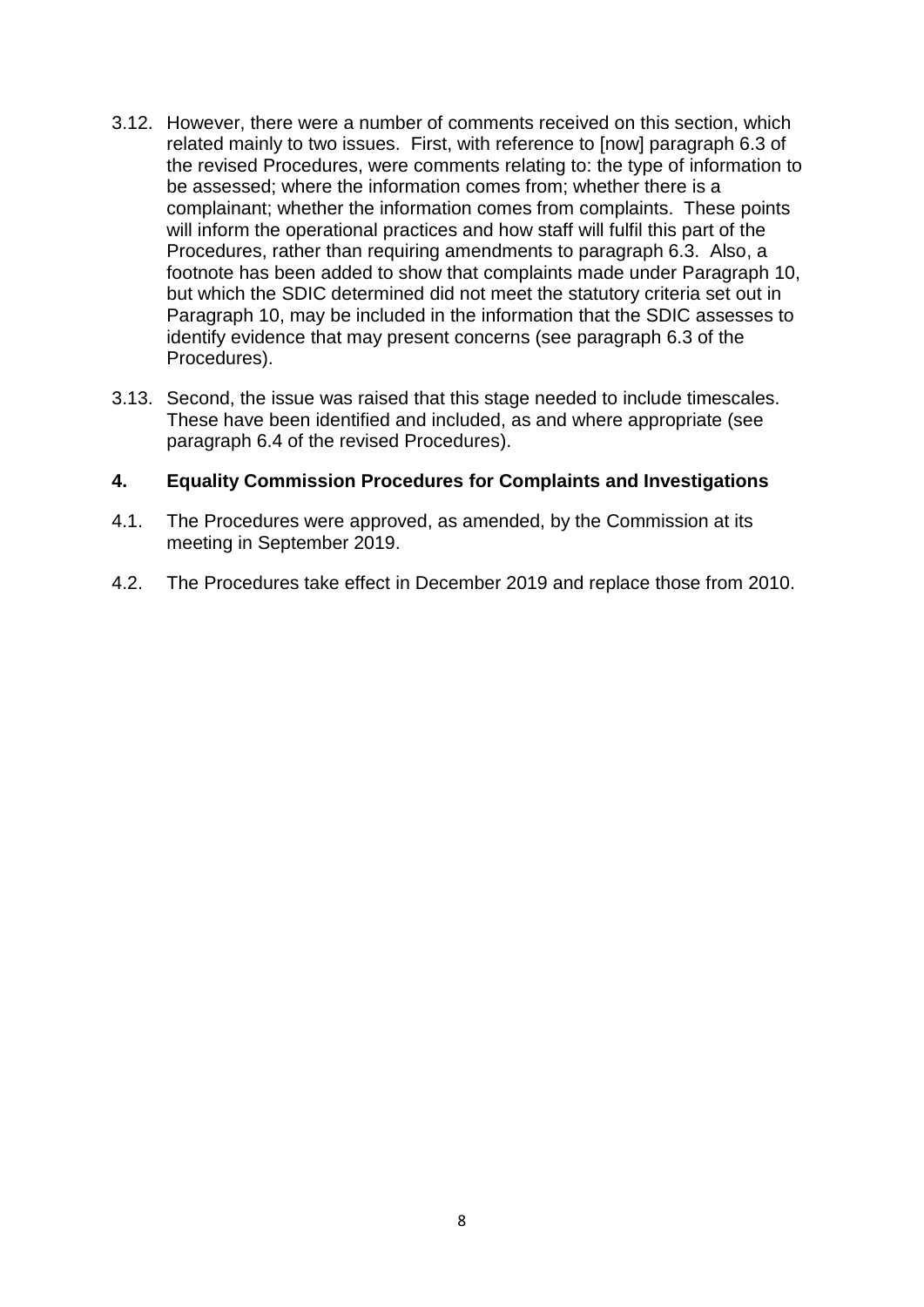3.12. However, there were a number of comments received on this section, which related mainly to two issues. First, with reference to [now] paragraph 6.3 of the revised Procedures, were comments relating to: the type of information to be assessed; where the information comes from; whether there is a complainant; whether the information comes from complaints. These points will inform the operational practices and how staff will fulfil this part of the Procedures, rather than requiring amendments to paragraph 6.3. Also, a footnote has been added to show that complaints made under Paragraph 10, but which the SDIC determined did not meet the statutory criteria set out in Paragraph 10, may be included in the information that the SDIC assesses to identify evidence that may present concerns (see paragraph 6.3 of the Procedures).

3.13. Second, the issue was raised that this stage needed to include timescales. These have been identified and included, as and where appropriate (see paragraph 6.4 of the revised Procedures).

## 4. Equality Commission Procedures for Complaints and Investigations

4.1. The Procedures were approved, as amended, by the Commission at its meeting in September 2019.

4.2. The Procedures take effect in December 2019 and replace those from 2010.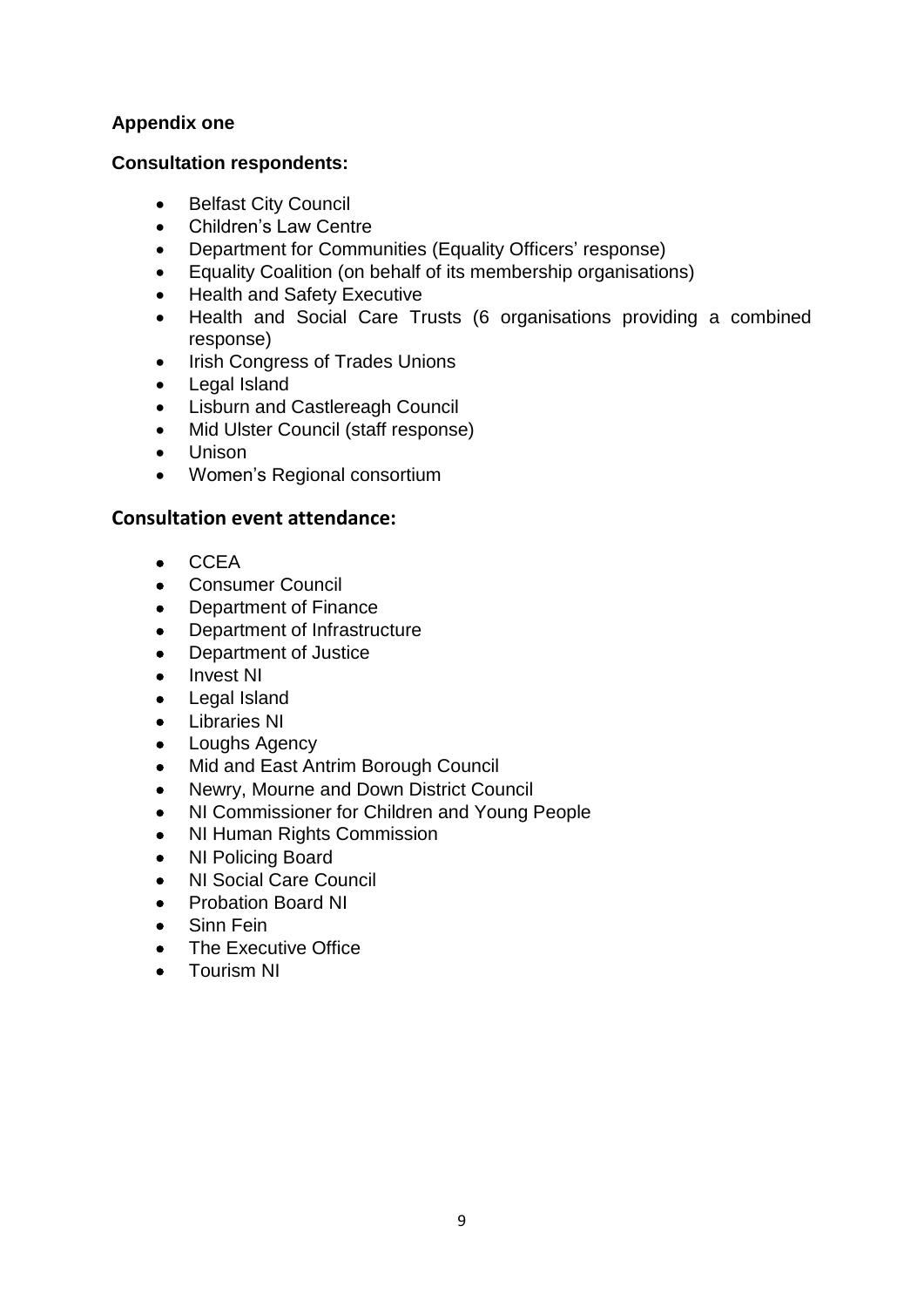**Appendix one**

**Consultation respondents:**

- Belfast City Council
- Children's Law Centre
- Department for Communities (Equality Officers' response)
- Equality Coalition (on behalf of its membership organisations)
- Health and Safety Executive
- Health and Social Care Trusts (6 organisations providing a combined response)
- Irish Congress of Trades Unions
- Legal Island
- Lisburn and Castlereagh Council
- Mid Ulster Council (staff response)
- Unison
- Women's Regional consortium

**Consultation event attendance:**

- CCEA
- Consumer Council
- Department of Finance
- Department of Infrastructure
- Department of Justice
- Invest NI
- Legal Island
- Libraries NI
- Loughs Agency
- Mid and East Antrim Borough Council
- Newry, Mourne and Down District Council
- NI Commissioner for Children and Young People
- NI Human Rights Commission
- NI Policing Board
- NI Social Care Council
- Probation Board NI
- Sinn Fein
- The Executive Office
- Tourism NI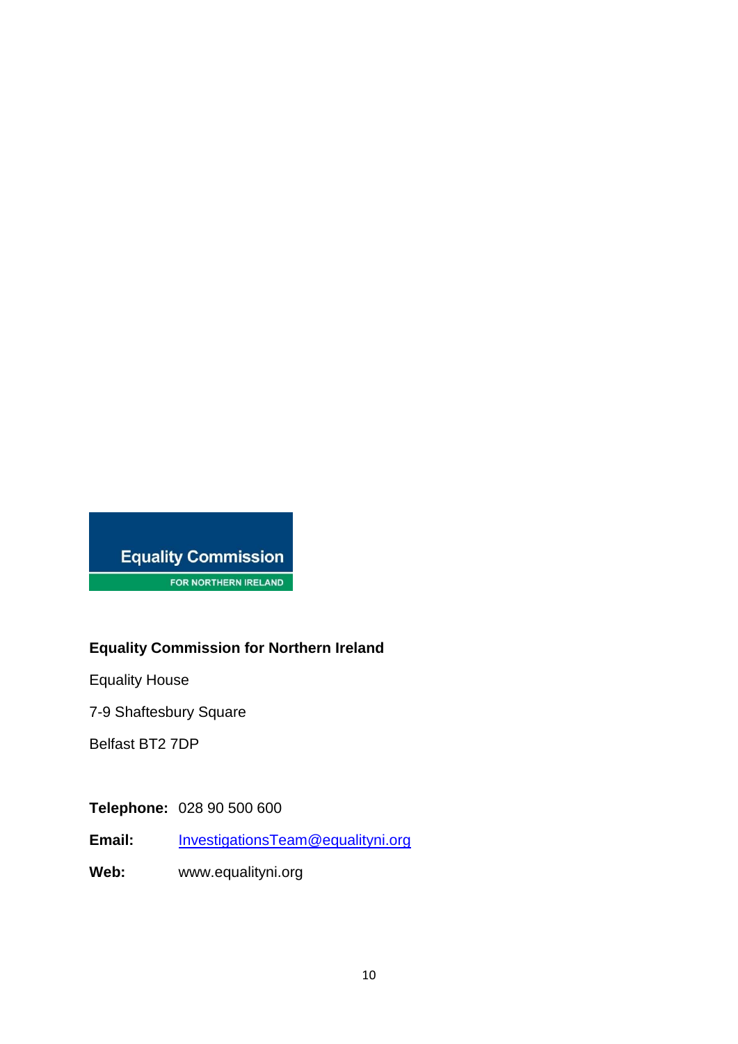Equality Commission

FOR NORTHERN IRELAND

**Equality Commission for Northern Ireland**

Equality House

7-9 Shaftesbury Square

Belfast BT2 7DP

**Telephone:** 028 90 500 600

**Email:** InvestigationsTeam@equalityni.org

**Web:** www.equalityni.org